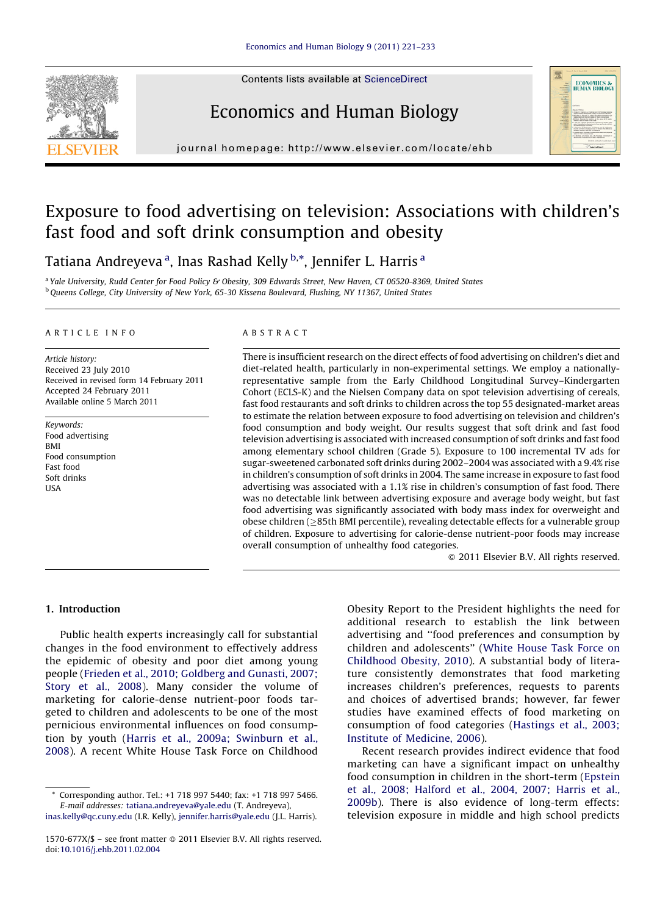Contents lists available at ScienceDirect

# Economics and Human Biology

journal homepage: http://www.elsevier.com/locate/ehb

# Exposure to food advertising on television: Associations with children's fast food and soft drink consumption and obesity

Tatiana Andreyeva [a], Inas Rashad Kelly [b,*], Jennifer L. Harris [a]

[a] Yale University, Rudd Center for Food Policy & Obesity, 309 Edwards Street, New Haven, CT 06520-8369, United States
[b] Queens College, City University of New York, 65-30 Kissena Boulevard, Flushing, NY 11367, United States

ARTICLE INFO

*Article history:*
Received 23 July 2010
Received in revised form 14 February 2011
Accepted 24 February 2011
Available online 5 March 2011

*Keywords:*
Food advertising
BMI
Food consumption
Fast food
Soft drinks
USA

ABSTRACT

There is insufficient research on the direct effects of food advertising on children's diet and diet-related health, particularly in non-experimental settings. We employ a nationally-representative sample from the Early Childhood Longitudinal Survey–Kindergarten Cohort (ECLS-K) and the Nielsen Company data on spot television advertising of cereals, fast food restaurants and soft drinks to children across the top 55 designated-market areas to estimate the relation between exposure to food advertising on television and children's food consumption and body weight. Our results suggest that soft drink and fast food television advertising is associated with increased consumption of soft drinks and fast food among elementary school children (Grade 5). Exposure to 100 incremental TV ads for sugar-sweetened carbonated soft drinks during 2002–2004 was associated with a 9.4% rise in children's consumption of soft drinks in 2004. The same increase in exposure to fast food advertising was associated with a 1.1% rise in children's consumption of fast food. There was no detectable link between advertising exposure and average body weight, but fast food advertising was significantly associated with body mass index for overweight and obese children (≥85th BMI percentile), revealing detectable effects for a vulnerable group of children. Exposure to advertising for calorie-dense nutrient-poor foods may increase overall consumption of unhealthy food categories.

© 2011 Elsevier B.V. All rights reserved.

## 1. Introduction

Public health experts increasingly call for substantial changes in the food environment to effectively address the epidemic of obesity and poor diet among young people (Frieden et al., 2010; Goldberg and Gunasti, 2007; Story et al., 2008). Many consider the volume of marketing for calorie-dense nutrient-poor foods targeted to children and adolescents to be one of the most pernicious environmental influences on food consumption by youth (Harris et al., 2009a; Swinburn et al., 2008). A recent White House Task Force on Childhood Obesity Report to the President highlights the need for additional research to establish the link between advertising and "food preferences and consumption by children and adolescents" (White House Task Force on Childhood Obesity, 2010). A substantial body of literature consistently demonstrates that food marketing increases children's preferences, requests to parents and choices of advertised brands; however, far fewer studies have examined effects of food marketing on consumption of food categories (Hastings et al., 2003; Institute of Medicine, 2006).

Recent research provides indirect evidence that food marketing can have a significant impact on unhealthy food consumption in children in the short-term (Epstein et al., 2008; Halford et al., 2004, 2007; Harris et al., 2009b). There is also evidence of long-term effects: television exposure in middle and high school predicts

* Corresponding author. Tel.: +1 718 997 5440; fax: +1 718 997 5466.
*E-mail addresses:* tatiana.andreyeva@yale.edu (T. Andreyeva), inas.kelly@qc.cuny.edu (I.R. Kelly), jennifer.harris@yale.edu (J.L. Harris).

1570-677X/$ – see front matter © 2011 Elsevier B.V. All rights reserved.
doi:10.1016/j.ehb.2011.02.004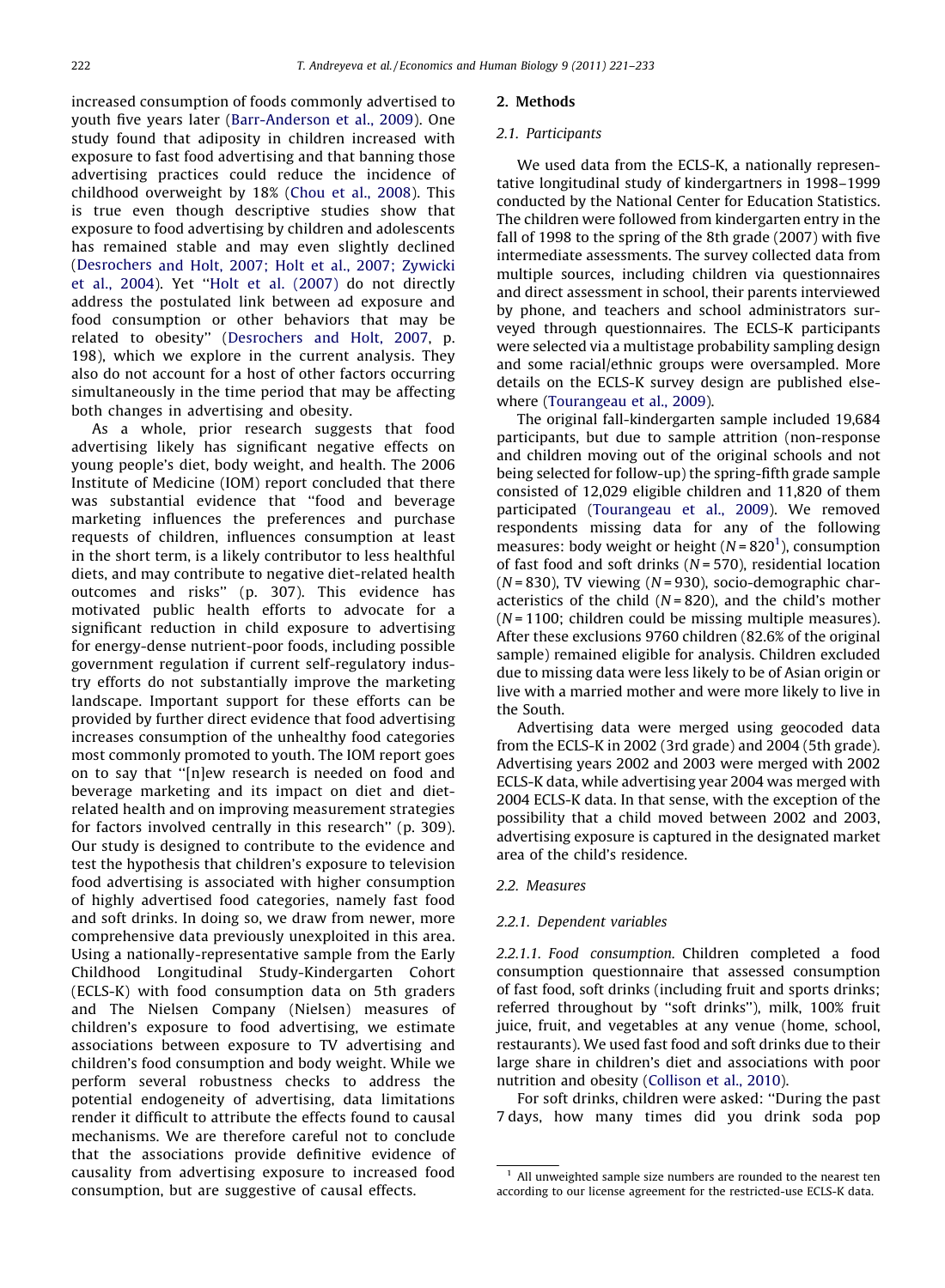increased consumption of foods commonly advertised to youth five years later (Barr-Anderson et al., 2009). One study found that adiposity in children increased with exposure to fast food advertising and that banning those advertising practices could reduce the incidence of childhood overweight by 18% (Chou et al., 2008). This is true even though descriptive studies show that exposure to food advertising by children and adolescents has remained stable and may even slightly declined (Desrochers and Holt, 2007; Holt et al., 2007; Zywicki et al., 2004). Yet ''Holt et al. (2007) do not directly address the postulated link between ad exposure and food consumption or other behaviors that may be related to obesity'' (Desrochers and Holt, 2007, p. 198), which we explore in the current analysis. They also do not account for a host of other factors occurring simultaneously in the time period that may be affecting both changes in advertising and obesity.

As a whole, prior research suggests that food advertising likely has significant negative effects on young people's diet, body weight, and health. The 2006 Institute of Medicine (IOM) report concluded that there was substantial evidence that ''food and beverage marketing influences the preferences and purchase requests of children, influences consumption at least in the short term, is a likely contributor to less healthful diets, and may contribute to negative diet-related health outcomes and risks'' (p. 307). This evidence has motivated public health efforts to advocate for a significant reduction in child exposure to advertising for energy-dense nutrient-poor foods, including possible government regulation if current self-regulatory industry efforts do not substantially improve the marketing landscape. Important support for these efforts can be provided by further direct evidence that food advertising increases consumption of the unhealthy food categories most commonly promoted to youth. The IOM report goes on to say that ''[n]ew research is needed on food and beverage marketing and its impact on diet and diet-related health and on improving measurement strategies for factors involved centrally in this research'' (p. 309). Our study is designed to contribute to the evidence and test the hypothesis that children's exposure to television food advertising is associated with higher consumption of highly advertised food categories, namely fast food and soft drinks. In doing so, we draw from newer, more comprehensive data previously unexploited in this area. Using a nationally-representative sample from the Early Childhood Longitudinal Study-Kindergarten Cohort (ECLS-K) with food consumption data on 5th graders and The Nielsen Company (Nielsen) measures of children's exposure to food advertising, we estimate associations between exposure to TV advertising and children's food consumption and body weight. While we perform several robustness checks to address the potential endogeneity of advertising, data limitations render it difficult to attribute the effects found to causal mechanisms. We are therefore careful not to conclude that the associations provide definitive evidence of causality from advertising exposure to increased food consumption, but are suggestive of causal effects.

## 2. Methods

### 2.1. Participants

We used data from the ECLS-K, a nationally representative longitudinal study of kindergartners in 1998–1999 conducted by the National Center for Education Statistics. The children were followed from kindergarten entry in the fall of 1998 to the spring of the 8th grade (2007) with five intermediate assessments. The survey collected data from multiple sources, including children via questionnaires and direct assessment in school, their parents interviewed by phone, and teachers and school administrators surveyed through questionnaires. The ECLS-K participants were selected via a multistage probability sampling design and some racial/ethnic groups were oversampled. More details on the ECLS-K survey design are published elsewhere (Tourangeau et al., 2009).

The original fall-kindergarten sample included 19,684 participants, but due to sample attrition (non-response and children moving out of the original schools and not being selected for follow-up) the spring-fifth grade sample consisted of 12,029 eligible children and 11,820 of them participated (Tourangeau et al., 2009). We removed respondents missing data for any of the following measures: body weight or height ($N = 820$[1]), consumption of fast food and soft drinks ($N = 570$), residential location ($N = 830$), TV viewing ($N = 930$), socio-demographic characteristics of the child ($N = 820$), and the child's mother ($N = 1100$; children could be missing multiple measures). After these exclusions 9760 children (82.6% of the original sample) remained eligible for analysis. Children excluded due to missing data were less likely to be of Asian origin or live with a married mother and were more likely to live in the South.

Advertising data were merged using geocoded data from the ECLS-K in 2002 (3rd grade) and 2004 (5th grade). Advertising years 2002 and 2003 were merged with 2002 ECLS-K data, while advertising year 2004 was merged with 2004 ECLS-K data. In that sense, with the exception of the possibility that a child moved between 2002 and 2003, advertising exposure is captured in the designated market area of the child's residence.

### 2.2. Measures

#### 2.2.1. Dependent variables

*2.2.1.1. Food consumption.* Children completed a food consumption questionnaire that assessed consumption of fast food, soft drinks (including fruit and sports drinks; referred throughout by ''soft drinks''), milk, 100% fruit juice, fruit, and vegetables at any venue (home, school, restaurants). We used fast food and soft drinks due to their large share in children's diet and associations with poor nutrition and obesity (Collison et al., 2010).

For soft drinks, children were asked: ''During the past 7 days, how many times did you drink soda pop

[1] All unweighted sample size numbers are rounded to the nearest ten according to our license agreement for the restricted-use ECLS-K data.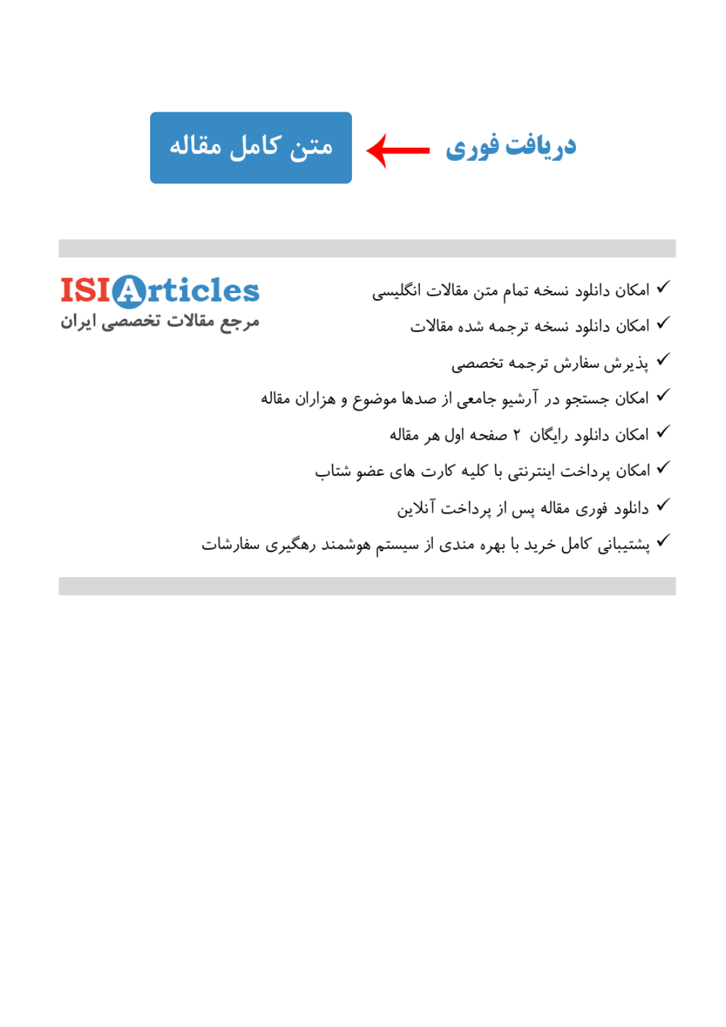دریافت فوری ← **متن کامل مقاله**

**ISIArticles**
مرجع مقالات تخصصی ایران

- ✓ امکان دانلود نسخه تمام متن مقالات انگلیسی
- ✓ امکان دانلود نسخه ترجمه شده مقالات
- ✓ پذیرش سفارش ترجمه تخصصی
- ✓ امکان جستجو در آرشیو جامعی از صدها موضوع و هزاران مقاله
- ✓ امکان دانلود رایگان ۲ صفحه اول هر مقاله
- ✓ امکان پرداخت اینترنتی با کلیه کارت های عضو شتاب
- ✓ دانلود فوری مقاله پس از پرداخت آنلاین
- ✓ پشتیبانی کامل خرید با بهره مندی از سیستم هوشمند رهگیری سفارشات